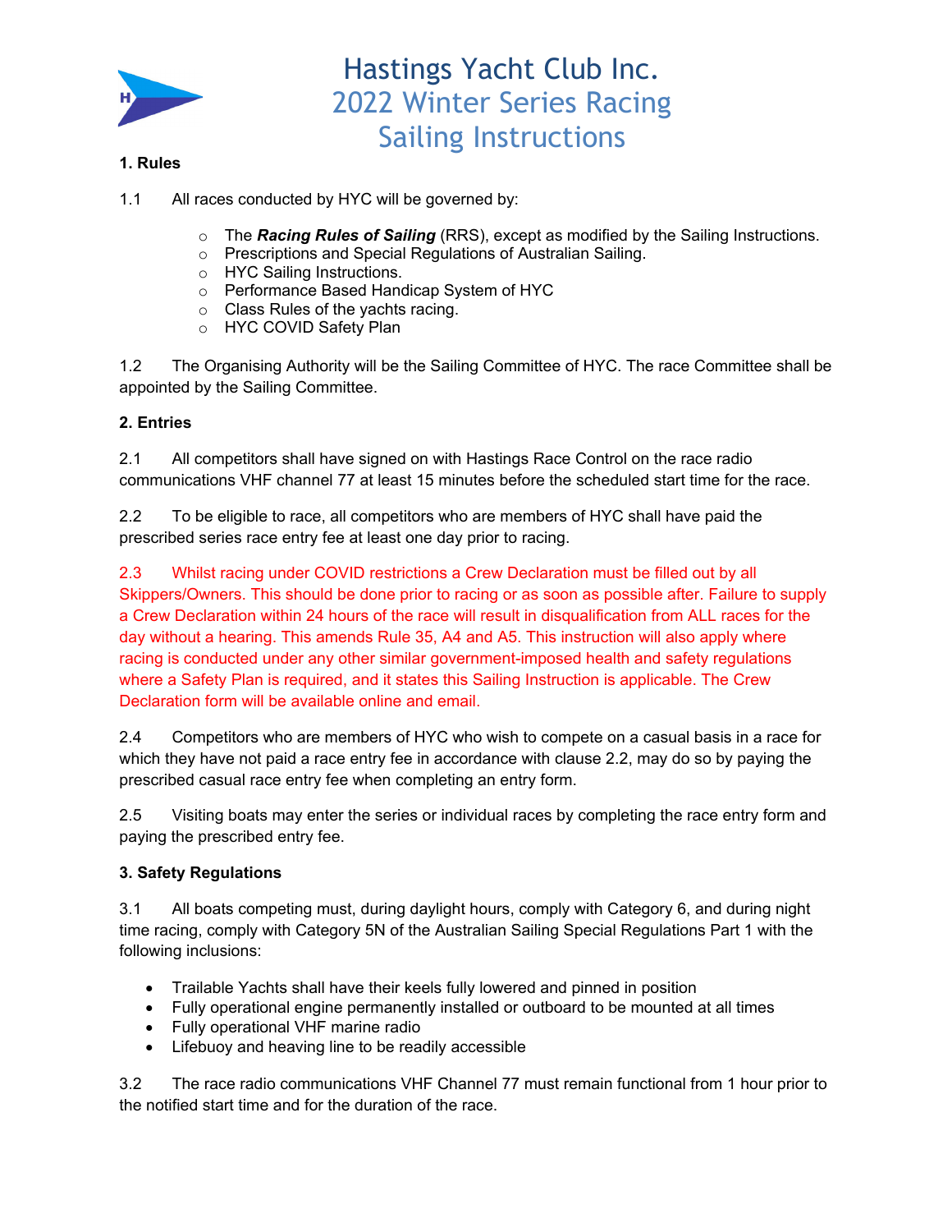# Hastings Yacht Club Inc.
## 2022 Winter Series Racing
## Sailing Instructions

**1. Rules**

1.1 All races conducted by HYC will be governed by:

- The ***Racing Rules of Sailing*** (RRS), except as modified by the Sailing Instructions.
- Prescriptions and Special Regulations of Australian Sailing.
- HYC Sailing Instructions.
- Performance Based Handicap System of HYC
- Class Rules of the yachts racing.
- HYC COVID Safety Plan

1.2 The Organising Authority will be the Sailing Committee of HYC. The race Committee shall be appointed by the Sailing Committee.

**2. Entries**

2.1 All competitors shall have signed on with Hastings Race Control on the race radio communications VHF channel 77 at least 15 minutes before the scheduled start time for the race.

2.2 To be eligible to race, all competitors who are members of HYC shall have paid the prescribed series race entry fee at least one day prior to racing.

2.3 Whilst racing under COVID restrictions a Crew Declaration must be filled out by all Skippers/Owners. This should be done prior to racing or as soon as possible after. Failure to supply a Crew Declaration within 24 hours of the race will result in disqualification from ALL races for the day without a hearing. This amends Rule 35, A4 and A5. This instruction will also apply where racing is conducted under any other similar government-imposed health and safety regulations where a Safety Plan is required, and it states this Sailing Instruction is applicable. The Crew Declaration form will be available online and email.

2.4 Competitors who are members of HYC who wish to compete on a casual basis in a race for which they have not paid a race entry fee in accordance with clause 2.2, may do so by paying the prescribed casual race entry fee when completing an entry form.

2.5 Visiting boats may enter the series or individual races by completing the race entry form and paying the prescribed entry fee.

**3. Safety Regulations**

3.1 All boats competing must, during daylight hours, comply with Category 6, and during night time racing, comply with Category 5N of the Australian Sailing Special Regulations Part 1 with the following inclusions:

- Trailable Yachts shall have their keels fully lowered and pinned in position
- Fully operational engine permanently installed or outboard to be mounted at all times
- Fully operational VHF marine radio
- Lifebuoy and heaving line to be readily accessible

3.2 The race radio communications VHF Channel 77 must remain functional from 1 hour prior to the notified start time and for the duration of the race.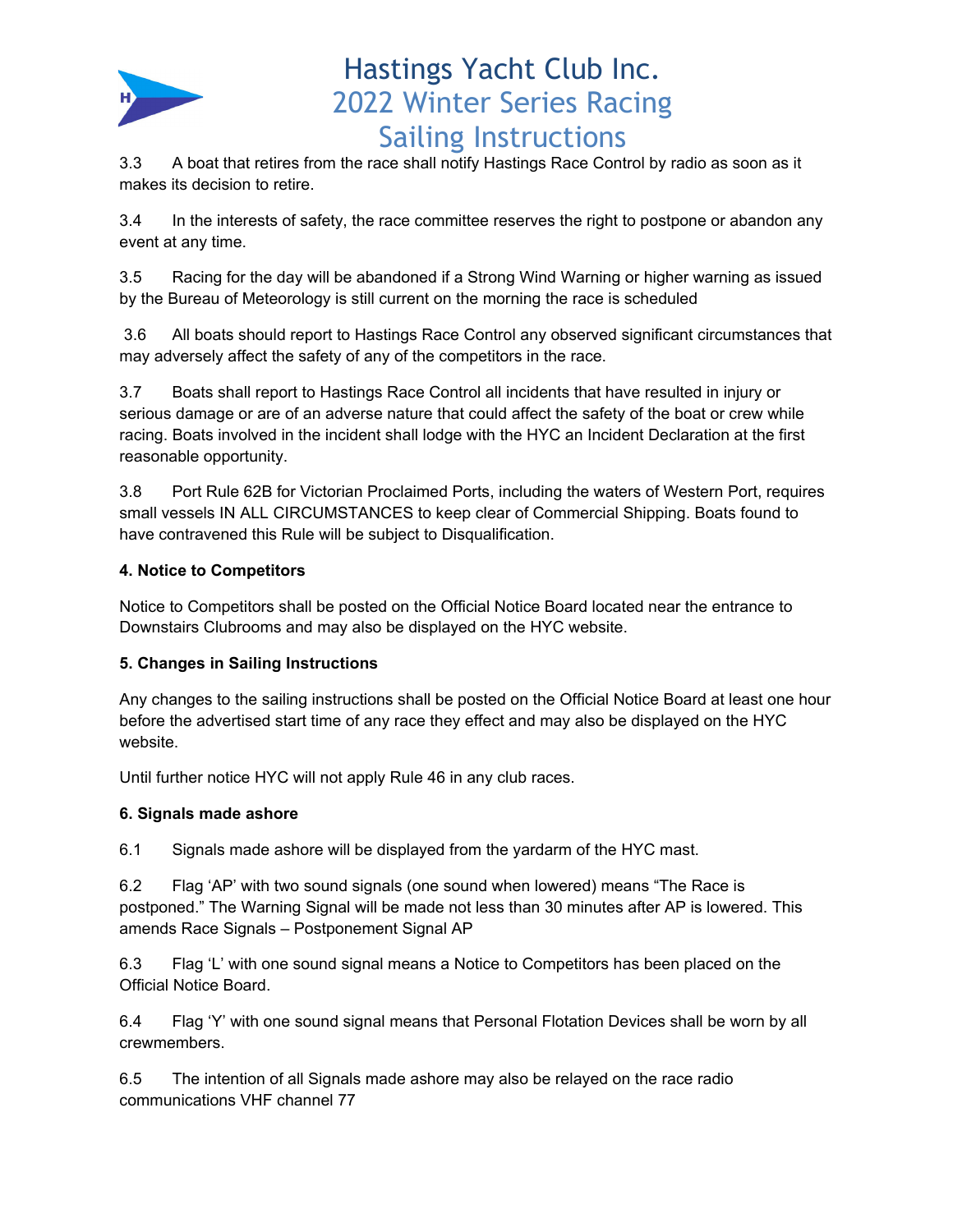3.3 A boat that retires from the race shall notify Hastings Race Control by radio as soon as it makes its decision to retire.

3.4 In the interests of safety, the race committee reserves the right to postpone or abandon any event at any time.

3.5 Racing for the day will be abandoned if a Strong Wind Warning or higher warning as issued by the Bureau of Meteorology is still current on the morning the race is scheduled

3.6 All boats should report to Hastings Race Control any observed significant circumstances that may adversely affect the safety of any of the competitors in the race.

3.7 Boats shall report to Hastings Race Control all incidents that have resulted in injury or serious damage or are of an adverse nature that could affect the safety of the boat or crew while racing. Boats involved in the incident shall lodge with the HYC an Incident Declaration at the first reasonable opportunity.

3.8 Port Rule 62B for Victorian Proclaimed Ports, including the waters of Western Port, requires small vessels IN ALL CIRCUMSTANCES to keep clear of Commercial Shipping. Boats found to have contravened this Rule will be subject to Disqualification.

**4. Notice to Competitors**

Notice to Competitors shall be posted on the Official Notice Board located near the entrance to Downstairs Clubrooms and may also be displayed on the HYC website.

**5. Changes in Sailing Instructions**

Any changes to the sailing instructions shall be posted on the Official Notice Board at least one hour before the advertised start time of any race they effect and may also be displayed on the HYC website.

Until further notice HYC will not apply Rule 46 in any club races.

**6. Signals made ashore**

6.1 Signals made ashore will be displayed from the yardarm of the HYC mast.

6.2 Flag 'AP' with two sound signals (one sound when lowered) means "The Race is postponed." The Warning Signal will be made not less than 30 minutes after AP is lowered. This amends Race Signals – Postponement Signal AP

6.3 Flag 'L' with one sound signal means a Notice to Competitors has been placed on the Official Notice Board.

6.4 Flag 'Y' with one sound signal means that Personal Flotation Devices shall be worn by all crewmembers.

6.5 The intention of all Signals made ashore may also be relayed on the race radio communications VHF channel 77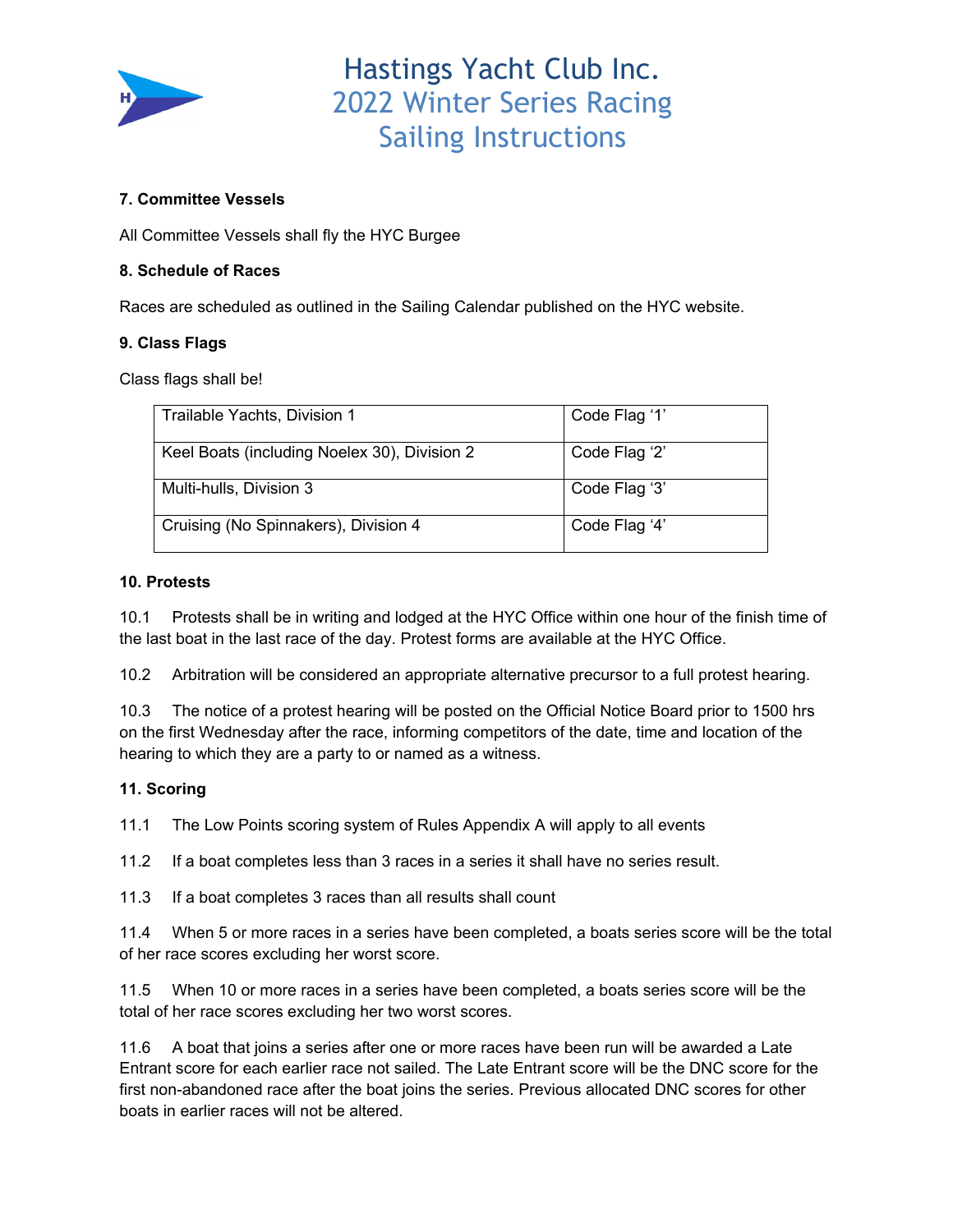# Hastings Yacht Club Inc.
## 2022 Winter Series Racing
## Sailing Instructions

**7. Committee Vessels**

All Committee Vessels shall fly the HYC Burgee

**8. Schedule of Races**

Races are scheduled as outlined in the Sailing Calendar published on the HYC website.

**9. Class Flags**

Class flags shall be!

| | |
|---|---|
| Trailable Yachts, Division 1 | Code Flag '1' |
| Keel Boats (including Noelex 30), Division 2 | Code Flag '2' |
| Multi-hulls, Division 3 | Code Flag '3' |
| Cruising (No Spinnakers), Division 4 | Code Flag '4' |

**10. Protests**

10.1 Protests shall be in writing and lodged at the HYC Office within one hour of the finish time of the last boat in the last race of the day. Protest forms are available at the HYC Office.

10.2 Arbitration will be considered an appropriate alternative precursor to a full protest hearing.

10.3 The notice of a protest hearing will be posted on the Official Notice Board prior to 1500 hrs on the first Wednesday after the race, informing competitors of the date, time and location of the hearing to which they are a party to or named as a witness.

**11. Scoring**

11.1 The Low Points scoring system of Rules Appendix A will apply to all events

11.2 If a boat completes less than 3 races in a series it shall have no series result.

11.3 If a boat completes 3 races than all results shall count

11.4 When 5 or more races in a series have been completed, a boats series score will be the total of her race scores excluding her worst score.

11.5 When 10 or more races in a series have been completed, a boats series score will be the total of her race scores excluding her two worst scores.

11.6 A boat that joins a series after one or more races have been run will be awarded a Late Entrant score for each earlier race not sailed. The Late Entrant score will be the DNC score for the first non-abandoned race after the boat joins the series. Previous allocated DNC scores for other boats in earlier races will not be altered.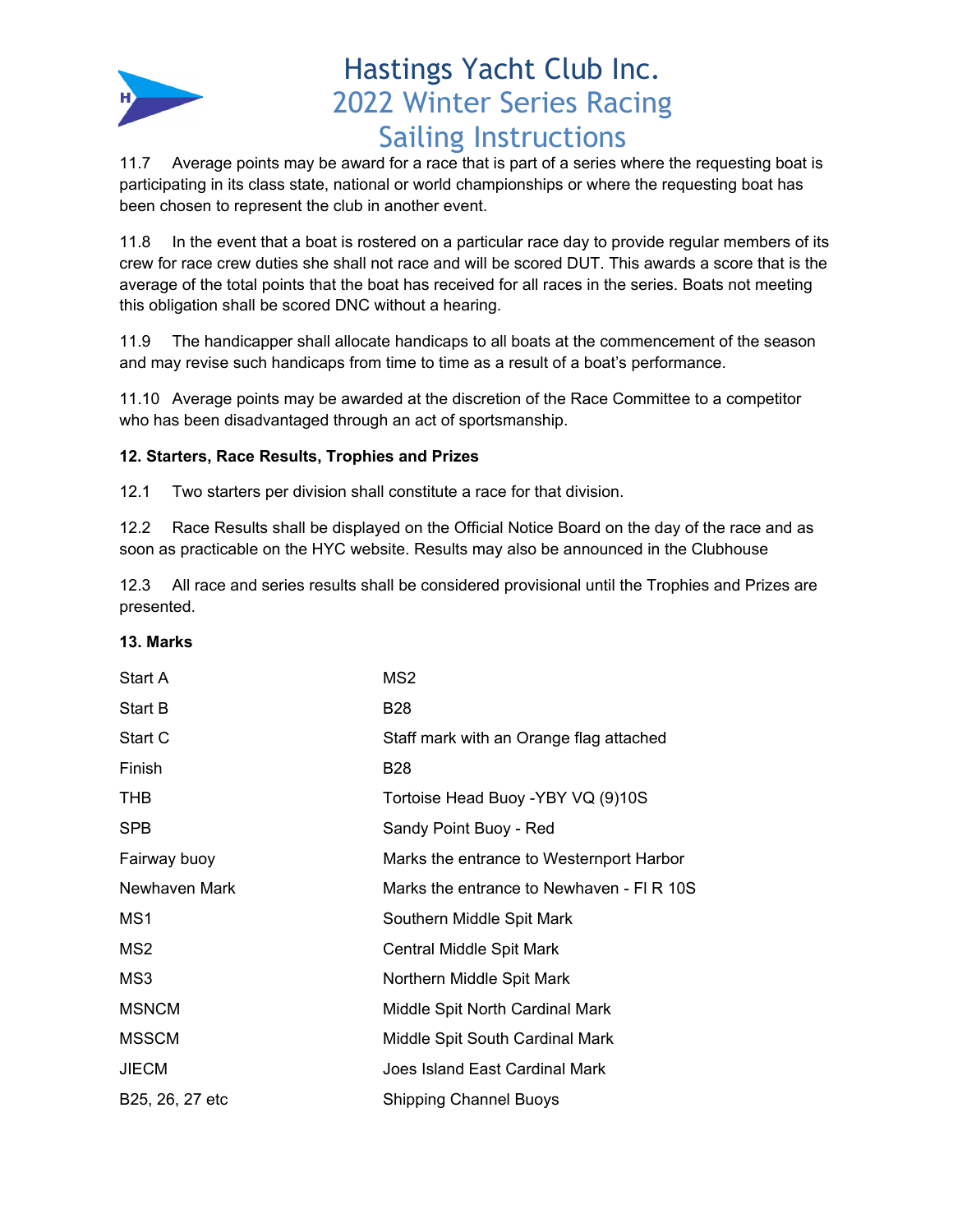11.7 Average points may be award for a race that is part of a series where the requesting boat is participating in its class state, national or world championships or where the requesting boat has been chosen to represent the club in another event.

11.8 In the event that a boat is rostered on a particular race day to provide regular members of its crew for race crew duties she shall not race and will be scored DUT. This awards a score that is the average of the total points that the boat has received for all races in the series. Boats not meeting this obligation shall be scored DNC without a hearing.

11.9 The handicapper shall allocate handicaps to all boats at the commencement of the season and may revise such handicaps from time to time as a result of a boat's performance.

11.10 Average points may be awarded at the discretion of the Race Committee to a competitor who has been disadvantaged through an act of sportsmanship.

**12. Starters, Race Results, Trophies and Prizes**

12.1 Two starters per division shall constitute a race for that division.

12.2 Race Results shall be displayed on the Official Notice Board on the day of the race and as soon as practicable on the HYC website. Results may also be announced in the Clubhouse

12.3 All race and series results shall be considered provisional until the Trophies and Prizes are presented.

**13. Marks**

| | |
|---|---|
| Start A | MS2 |
| Start B | B28 |
| Start C | Staff mark with an Orange flag attached |
| Finish | B28 |
| THB | Tortoise Head Buoy -YBY VQ (9)10S |
| SPB | Sandy Point Buoy - Red |
| Fairway buoy | Marks the entrance to Westernport Harbor |
| Newhaven Mark | Marks the entrance to Newhaven - Fl R 10S |
| MS1 | Southern Middle Spit Mark |
| MS2 | Central Middle Spit Mark |
| MS3 | Northern Middle Spit Mark |
| MSNCM | Middle Spit North Cardinal Mark |
| MSSCM | Middle Spit South Cardinal Mark |
| JIECM | Joes Island East Cardinal Mark |
| B25, 26, 27 etc | Shipping Channel Buoys |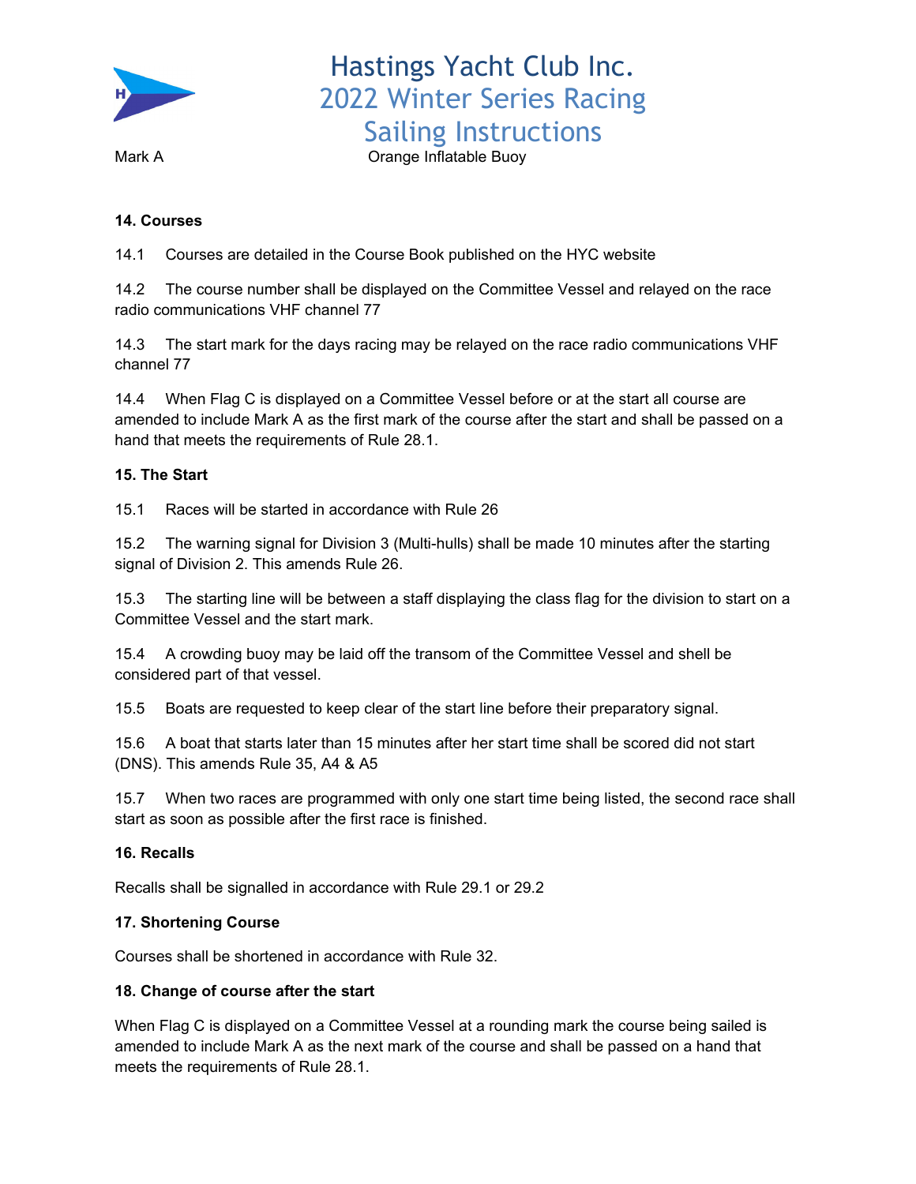| Mark A | Orange Inflatable Buoy |
| --- | --- |

**14. Courses**

14.1 Courses are detailed in the Course Book published on the HYC website

14.2 The course number shall be displayed on the Committee Vessel and relayed on the race radio communications VHF channel 77

14.3 The start mark for the days racing may be relayed on the race radio communications VHF channel 77

14.4 When Flag C is displayed on a Committee Vessel before or at the start all course are amended to include Mark A as the first mark of the course after the start and shall be passed on a hand that meets the requirements of Rule 28.1.

**15. The Start**

15.1 Races will be started in accordance with Rule 26

15.2 The warning signal for Division 3 (Multi-hulls) shall be made 10 minutes after the starting signal of Division 2. This amends Rule 26.

15.3 The starting line will be between a staff displaying the class flag for the division to start on a Committee Vessel and the start mark.

15.4 A crowding buoy may be laid off the transom of the Committee Vessel and shell be considered part of that vessel.

15.5 Boats are requested to keep clear of the start line before their preparatory signal.

15.6 A boat that starts later than 15 minutes after her start time shall be scored did not start (DNS). This amends Rule 35, A4 & A5

15.7 When two races are programmed with only one start time being listed, the second race shall start as soon as possible after the first race is finished.

**16. Recalls**

Recalls shall be signalled in accordance with Rule 29.1 or 29.2

**17. Shortening Course**

Courses shall be shortened in accordance with Rule 32.

**18. Change of course after the start**

When Flag C is displayed on a Committee Vessel at a rounding mark the course being sailed is amended to include Mark A as the next mark of the course and shall be passed on a hand that meets the requirements of Rule 28.1.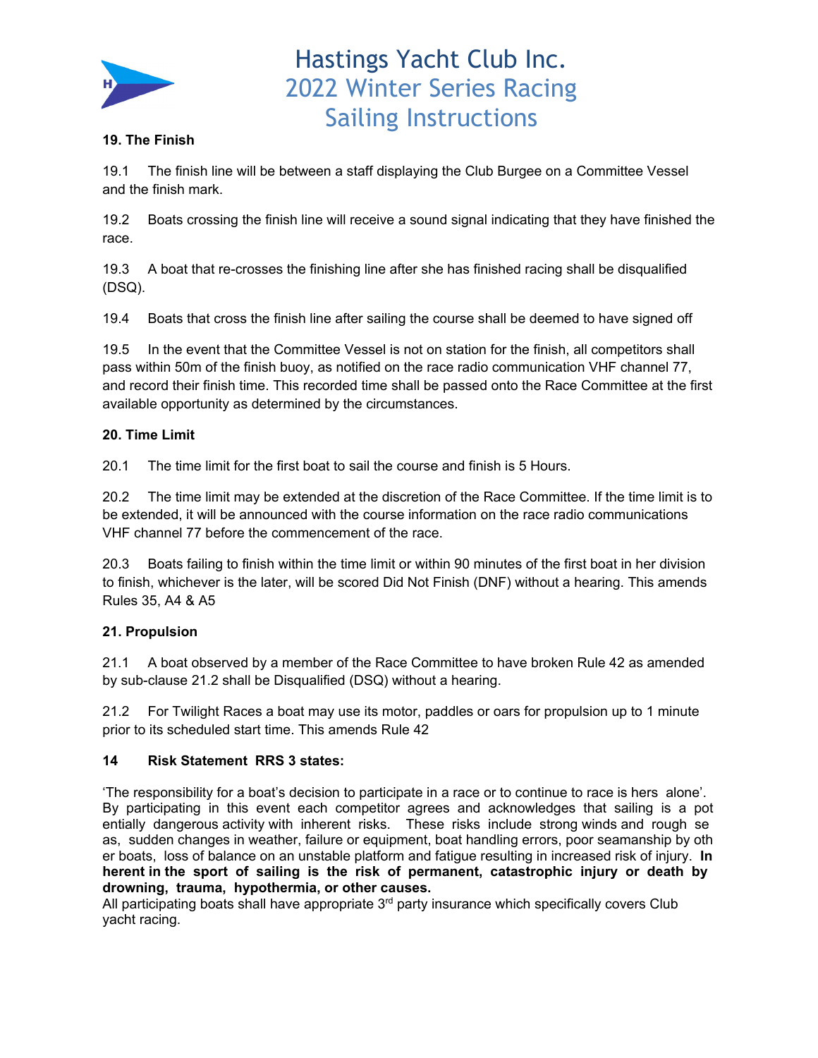## 19. The Finish

19.1 The finish line will be between a staff displaying the Club Burgee on a Committee Vessel and the finish mark.

19.2 Boats crossing the finish line will receive a sound signal indicating that they have finished the race.

19.3 A boat that re-crosses the finishing line after she has finished racing shall be disqualified (DSQ).

19.4 Boats that cross the finish line after sailing the course shall be deemed to have signed off

19.5 In the event that the Committee Vessel is not on station for the finish, all competitors shall pass within 50m of the finish buoy, as notified on the race radio communication VHF channel 77, and record their finish time. This recorded time shall be passed onto the Race Committee at the first available opportunity as determined by the circumstances.

## 20. Time Limit

20.1 The time limit for the first boat to sail the course and finish is 5 Hours.

20.2 The time limit may be extended at the discretion of the Race Committee. If the time limit is to be extended, it will be announced with the course information on the race radio communications VHF channel 77 before the commencement of the race.

20.3 Boats failing to finish within the time limit or within 90 minutes of the first boat in her division to finish, whichever is the later, will be scored Did Not Finish (DNF) without a hearing. This amends Rules 35, A4 & A5

## 21. Propulsion

21.1 A boat observed by a member of the Race Committee to have broken Rule 42 as amended by sub-clause 21.2 shall be Disqualified (DSQ) without a hearing.

21.2 For Twilight Races a boat may use its motor, paddles or oars for propulsion up to 1 minute prior to its scheduled start time. This amends Rule 42

## 14 Risk Statement RRS 3 states:

'The responsibility for a boat's decision to participate in a race or to continue to race is hers alone'. By participating in this event each competitor agrees and acknowledges that sailing is a potentially dangerous activity with inherent risks. These risks include strong winds and rough seas, sudden changes in weather, failure or equipment, boat handling errors, poor seamanship by other boats, loss of balance on an unstable platform and fatigue resulting in increased risk of injury. **Inherent in the sport of sailing is the risk of permanent, catastrophic injury or death by drowning, trauma, hypothermia, or other causes.**

All participating boats shall have appropriate 3rd party insurance which specifically covers Club yacht racing.